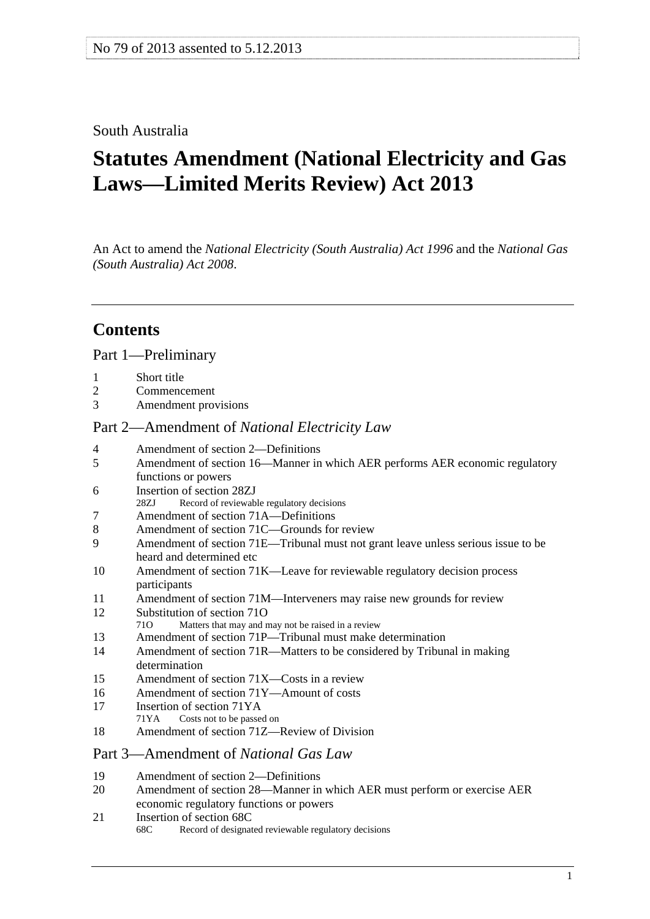No 79 of 2013 assented to 5.12.2013

South Australia

# Statutes Amendment (National Electricity and Gas Laws—Limited Merits Review) Act 2013

An Act to amend the *National Electricity (South Australia) Act 1996* and the *National Gas (South Australia) Act 2008*.

---

## Contents

Part 1—Preliminary

1 Short title
2 Commencement
3 Amendment provisions

Part 2—Amendment of *National Electricity Law*

4 Amendment of section 2—Definitions
5 Amendment of section 16—Manner in which AER performs AER economic regulatory functions or powers
6 Insertion of section 28ZJ
 28ZJ Record of reviewable regulatory decisions
7 Amendment of section 71A—Definitions
8 Amendment of section 71C—Grounds for review
9 Amendment of section 71E—Tribunal must not grant leave unless serious issue to be heard and determined etc
10 Amendment of section 71K—Leave for reviewable regulatory decision process participants
11 Amendment of section 71M—Interveners may raise new grounds for review
12 Substitution of section 71O
 71O Matters that may and may not be raised in a review
13 Amendment of section 71P—Tribunal must make determination
14 Amendment of section 71R—Matters to be considered by Tribunal in making determination
15 Amendment of section 71X—Costs in a review
16 Amendment of section 71Y—Amount of costs
17 Insertion of section 71YA
 71YA Costs not to be passed on
18 Amendment of section 71Z—Review of Division

Part 3—Amendment of *National Gas Law*

19 Amendment of section 2—Definitions
20 Amendment of section 28—Manner in which AER must perform or exercise AER economic regulatory functions or powers
21 Insertion of section 68C
 68C Record of designated reviewable regulatory decisions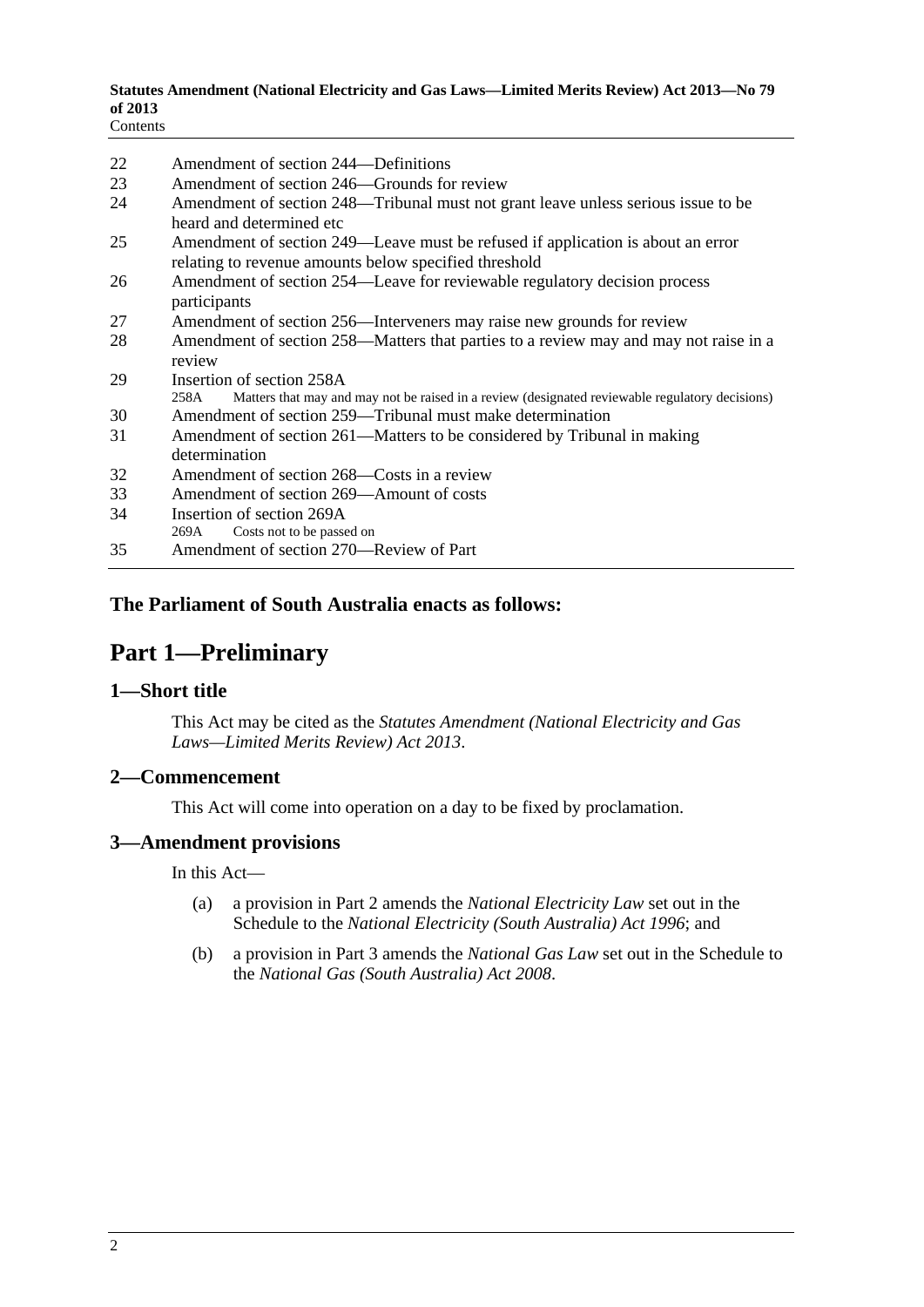22 Amendment of section 244—Definitions
23 Amendment of section 246—Grounds for review
24 Amendment of section 248—Tribunal must not grant leave unless serious issue to be heard and determined etc
25 Amendment of section 249—Leave must be refused if application is about an error relating to revenue amounts below specified threshold
26 Amendment of section 254—Leave for reviewable regulatory decision process participants
27 Amendment of section 256—Interveners may raise new grounds for review
28 Amendment of section 258—Matters that parties to a review may and may not raise in a review
29 Insertion of section 258A
 258A Matters that may and may not be raised in a review (designated reviewable regulatory decisions)
30 Amendment of section 259—Tribunal must make determination
31 Amendment of section 261—Matters to be considered by Tribunal in making determination
32 Amendment of section 268—Costs in a review
33 Amendment of section 269—Amount of costs
34 Insertion of section 269A
 269A Costs not to be passed on
35 Amendment of section 270—Review of Part

**The Parliament of South Australia enacts as follows:**

# Part 1—Preliminary

## 1—Short title

This Act may be cited as the *Statutes Amendment (National Electricity and Gas Laws—Limited Merits Review) Act 2013*.

## 2—Commencement

This Act will come into operation on a day to be fixed by proclamation.

## 3—Amendment provisions

In this Act—

(a) a provision in Part 2 amends the *National Electricity Law* set out in the Schedule to the *National Electricity (South Australia) Act 1996*; and

(b) a provision in Part 3 amends the *National Gas Law* set out in the Schedule to the *National Gas (South Australia) Act 2008*.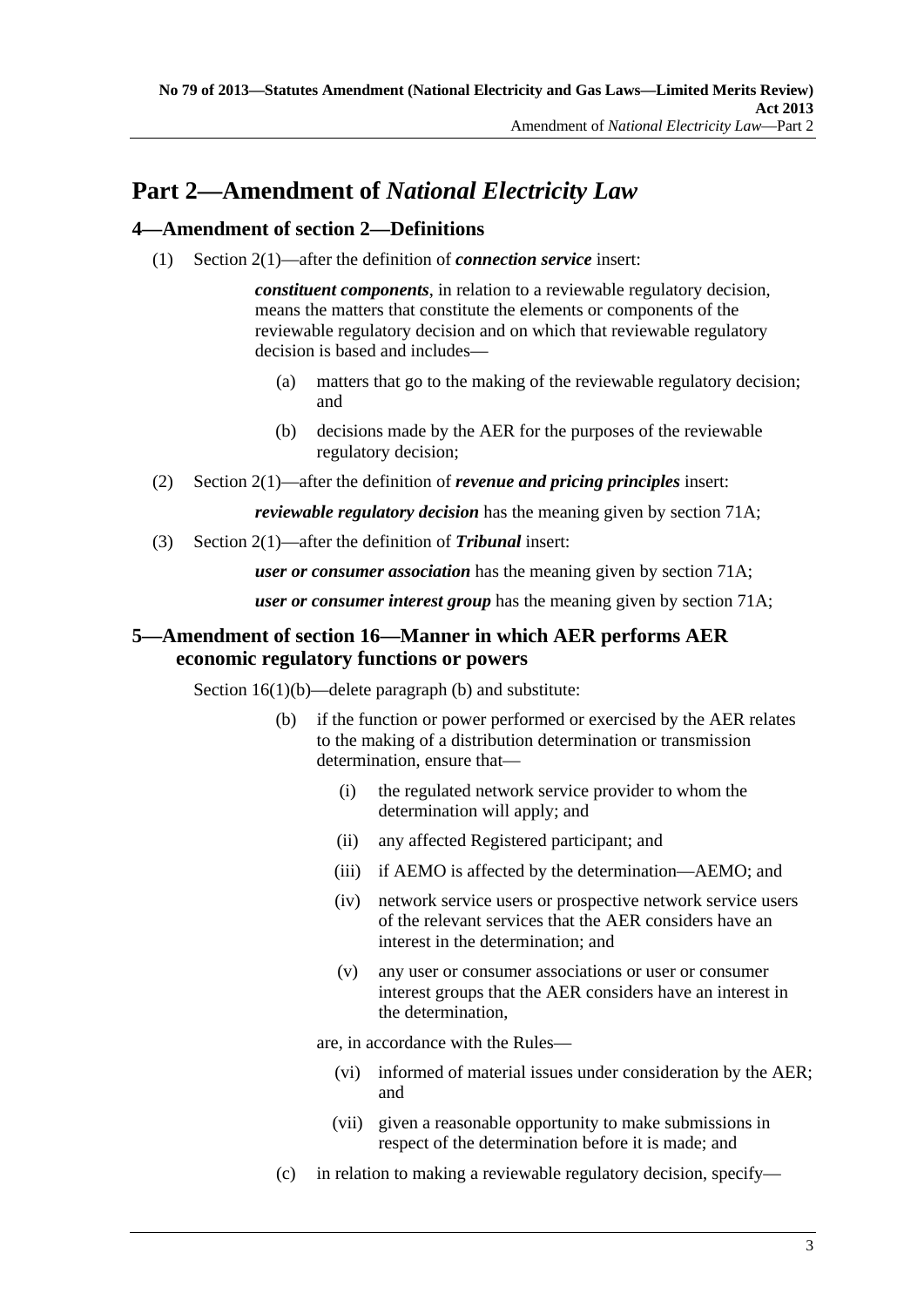# Part 2—Amendment of *National Electricity Law*

## 4—Amendment of section 2—Definitions

(1) Section 2(1)—after the definition of ***connection service*** insert:

> ***constituent components***, in relation to a reviewable regulatory decision, means the matters that constitute the elements or components of the reviewable regulatory decision and on which that reviewable regulatory decision is based and includes—
>
> (a) matters that go to the making of the reviewable regulatory decision; and
>
> (b) decisions made by the AER for the purposes of the reviewable regulatory decision;

(2) Section 2(1)—after the definition of ***revenue and pricing principles*** insert:

> ***reviewable regulatory decision*** has the meaning given by section 71A;

(3) Section 2(1)—after the definition of ***Tribunal*** insert:

> ***user or consumer association*** has the meaning given by section 71A;
>
> ***user or consumer interest group*** has the meaning given by section 71A;

## 5—Amendment of section 16—Manner in which AER performs AER economic regulatory functions or powers

Section 16(1)(b)—delete paragraph (b) and substitute:

> (b) if the function or power performed or exercised by the AER relates to the making of a distribution determination or transmission determination, ensure that—
>
> (i) the regulated network service provider to whom the determination will apply; and
>
> (ii) any affected Registered participant; and
>
> (iii) if AEMO is affected by the determination—AEMO; and
>
> (iv) network service users or prospective network service users of the relevant services that the AER considers have an interest in the determination; and
>
> (v) any user or consumer associations or user or consumer interest groups that the AER considers have an interest in the determination,
>
> are, in accordance with the Rules—
>
> (vi) informed of material issues under consideration by the AER; and
>
> (vii) given a reasonable opportunity to make submissions in respect of the determination before it is made; and
>
> (c) in relation to making a reviewable regulatory decision, specify—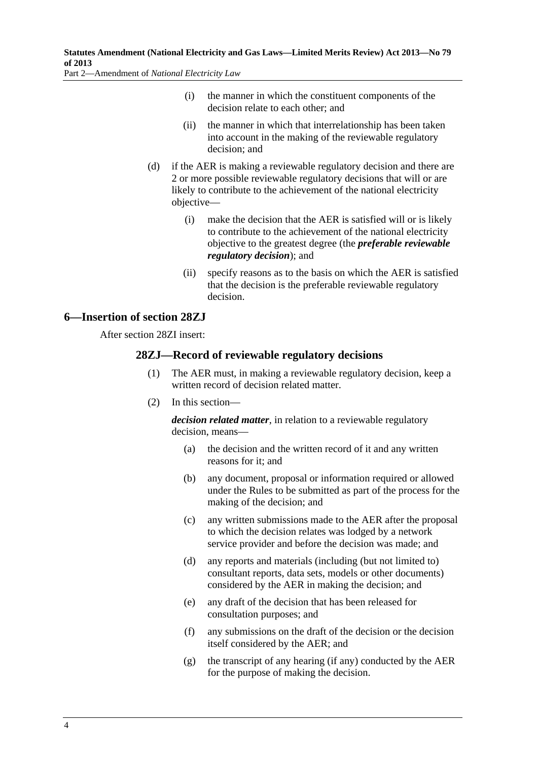(i) the manner in which the constituent components of the decision relate to each other; and

(ii) the manner in which that interrelationship has been taken into account in the making of the reviewable regulatory decision; and

(d) if the AER is making a reviewable regulatory decision and there are 2 or more possible reviewable regulatory decisions that will or are likely to contribute to the achievement of the national electricity objective—

(i) make the decision that the AER is satisfied will or is likely to contribute to the achievement of the national electricity objective to the greatest degree (the ***preferable reviewable regulatory decision***); and

(ii) specify reasons as to the basis on which the AER is satisfied that the decision is the preferable reviewable regulatory decision.

## 6—Insertion of section 28ZJ

After section 28ZI insert:

### 28ZJ—Record of reviewable regulatory decisions

(1) The AER must, in making a reviewable regulatory decision, keep a written record of decision related matter.

(2) In this section—

***decision related matter***, in relation to a reviewable regulatory decision, means—

(a) the decision and the written record of it and any written reasons for it; and

(b) any document, proposal or information required or allowed under the Rules to be submitted as part of the process for the making of the decision; and

(c) any written submissions made to the AER after the proposal to which the decision relates was lodged by a network service provider and before the decision was made; and

(d) any reports and materials (including (but not limited to) consultant reports, data sets, models or other documents) considered by the AER in making the decision; and

(e) any draft of the decision that has been released for consultation purposes; and

(f) any submissions on the draft of the decision or the decision itself considered by the AER; and

(g) the transcript of any hearing (if any) conducted by the AER for the purpose of making the decision.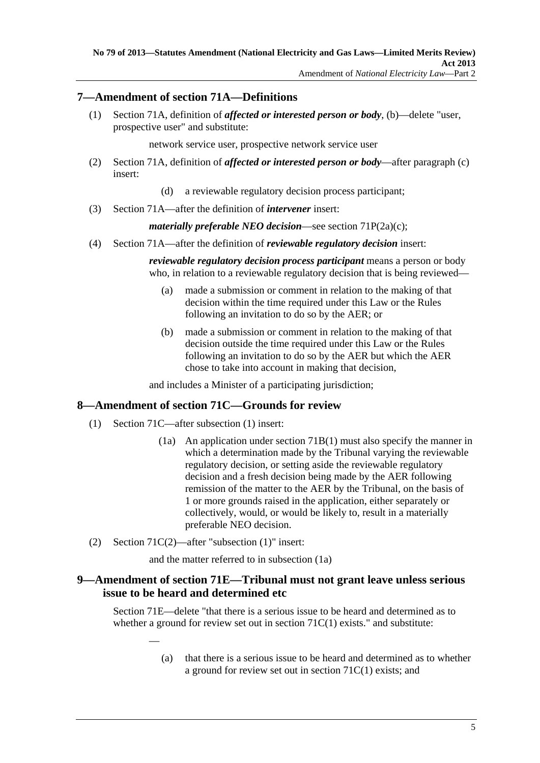## 7—Amendment of section 71A—Definitions

(1) Section 71A, definition of ***affected or interested person or body***, (b)—delete "user, prospective user" and substitute:

network service user, prospective network service user

(2) Section 71A, definition of ***affected or interested person or body***—after paragraph (c) insert:

(d) a reviewable regulatory decision process participant;

(3) Section 71A—after the definition of ***intervener*** insert:

***materially preferable NEO decision***—see section 71P(2a)(c);

(4) Section 71A—after the definition of ***reviewable regulatory decision*** insert:

***reviewable regulatory decision process participant*** means a person or body who, in relation to a reviewable regulatory decision that is being reviewed—

(a) made a submission or comment in relation to the making of that decision within the time required under this Law or the Rules following an invitation to do so by the AER; or

(b) made a submission or comment in relation to the making of that decision outside the time required under this Law or the Rules following an invitation to do so by the AER but which the AER chose to take into account in making that decision,

and includes a Minister of a participating jurisdiction;

## 8—Amendment of section 71C—Grounds for review

(1) Section 71C—after subsection (1) insert:

(1a) An application under section 71B(1) must also specify the manner in which a determination made by the Tribunal varying the reviewable regulatory decision, or setting aside the reviewable regulatory decision and a fresh decision being made by the AER following remission of the matter to the AER by the Tribunal, on the basis of 1 or more grounds raised in the application, either separately or collectively, would, or would be likely to, result in a materially preferable NEO decision.

(2) Section 71C(2)—after "subsection (1)" insert:

and the matter referred to in subsection (1a)

## 9—Amendment of section 71E—Tribunal must not grant leave unless serious issue to be heard and determined etc

Section 71E—delete "that there is a serious issue to be heard and determined as to whether a ground for review set out in section 71C(1) exists." and substitute:

—

(a) that there is a serious issue to be heard and determined as to whether a ground for review set out in section 71C(1) exists; and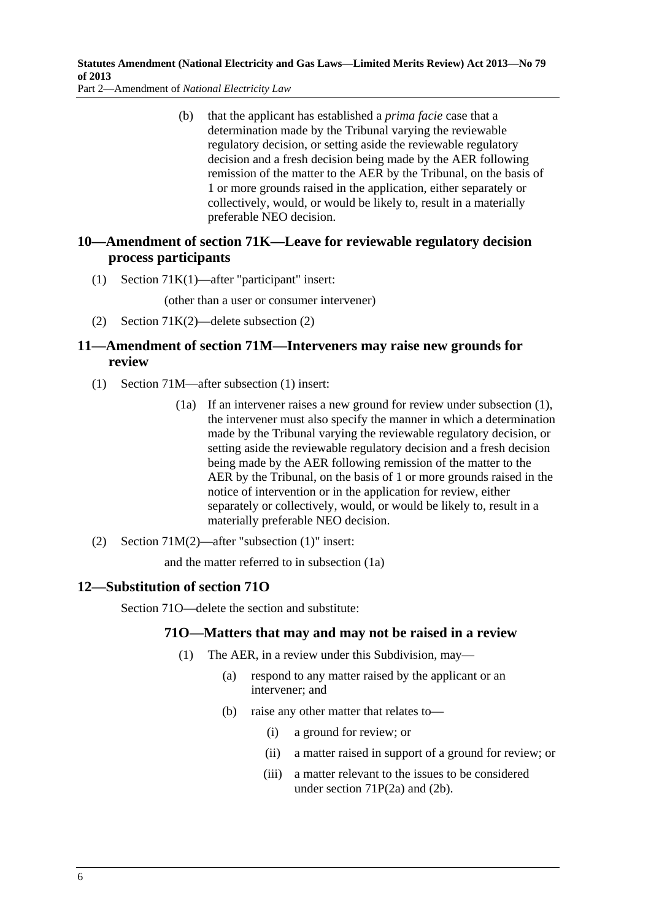(b) that the applicant has established a *prima facie* case that a determination made by the Tribunal varying the reviewable regulatory decision, or setting aside the reviewable regulatory decision and a fresh decision being made by the AER following remission of the matter to the AER by the Tribunal, on the basis of 1 or more grounds raised in the application, either separately or collectively, would, or would be likely to, result in a materially preferable NEO decision.

## 10—Amendment of section 71K—Leave for reviewable regulatory decision process participants

(1) Section 71K(1)—after "participant" insert:

(other than a user or consumer intervener)

(2) Section 71K(2)—delete subsection (2)

## 11—Amendment of section 71M—Interveners may raise new grounds for review

(1) Section 71M—after subsection (1) insert:

(1a) If an intervener raises a new ground for review under subsection (1), the intervener must also specify the manner in which a determination made by the Tribunal varying the reviewable regulatory decision, or setting aside the reviewable regulatory decision and a fresh decision being made by the AER following remission of the matter to the AER by the Tribunal, on the basis of 1 or more grounds raised in the notice of intervention or in the application for review, either separately or collectively, would, or would be likely to, result in a materially preferable NEO decision.

(2) Section 71M(2)—after "subsection (1)" insert:

and the matter referred to in subsection (1a)

## 12—Substitution of section 71O

Section 71O—delete the section and substitute:

### 71O—Matters that may and may not be raised in a review

(1) The AER, in a review under this Subdivision, may—

(a) respond to any matter raised by the applicant or an intervener; and

(b) raise any other matter that relates to—

(i) a ground for review; or

(ii) a matter raised in support of a ground for review; or

(iii) a matter relevant to the issues to be considered under section 71P(2a) and (2b).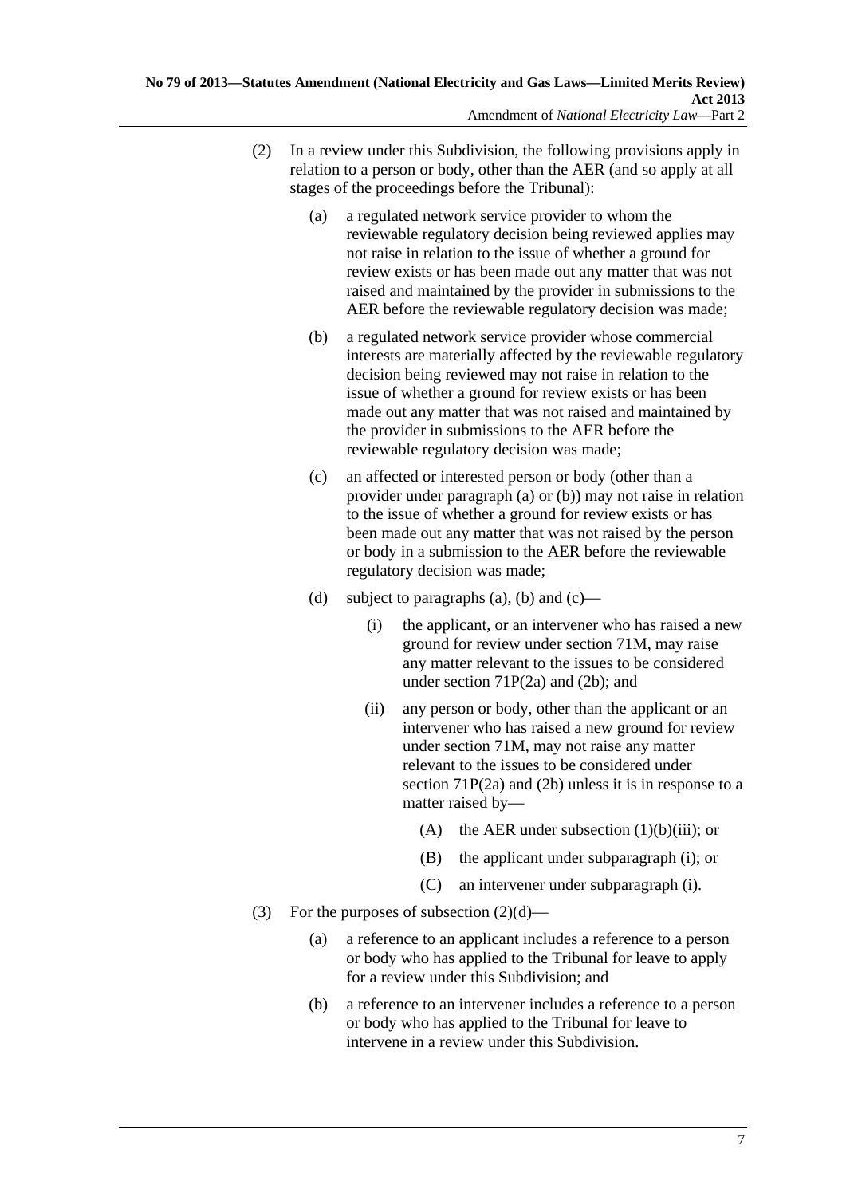(2) In a review under this Subdivision, the following provisions apply in relation to a person or body, other than the AER (and so apply at all stages of the proceedings before the Tribunal):

  (a) a regulated network service provider to whom the reviewable regulatory decision being reviewed applies may not raise in relation to the issue of whether a ground for review exists or has been made out any matter that was not raised and maintained by the provider in submissions to the AER before the reviewable regulatory decision was made;

  (b) a regulated network service provider whose commercial interests are materially affected by the reviewable regulatory decision being reviewed may not raise in relation to the issue of whether a ground for review exists or has been made out any matter that was not raised and maintained by the provider in submissions to the AER before the reviewable regulatory decision was made;

  (c) an affected or interested person or body (other than a provider under paragraph (a) or (b)) may not raise in relation to the issue of whether a ground for review exists or has been made out any matter that was not raised by the person or body in a submission to the AER before the reviewable regulatory decision was made;

  (d) subject to paragraphs (a), (b) and (c)—

    (i) the applicant, or an intervener who has raised a new ground for review under section 71M, may raise any matter relevant to the issues to be considered under section 71P(2a) and (2b); and

    (ii) any person or body, other than the applicant or an intervener who has raised a new ground for review under section 71M, may not raise any matter relevant to the issues to be considered under section 71P(2a) and (2b) unless it is in response to a matter raised by—

      (A) the AER under subsection (1)(b)(iii); or

      (B) the applicant under subparagraph (i); or

      (C) an intervener under subparagraph (i).

(3) For the purposes of subsection (2)(d)—

  (a) a reference to an applicant includes a reference to a person or body who has applied to the Tribunal for leave to apply for a review under this Subdivision; and

  (b) a reference to an intervener includes a reference to a person or body who has applied to the Tribunal for leave to intervene in a review under this Subdivision.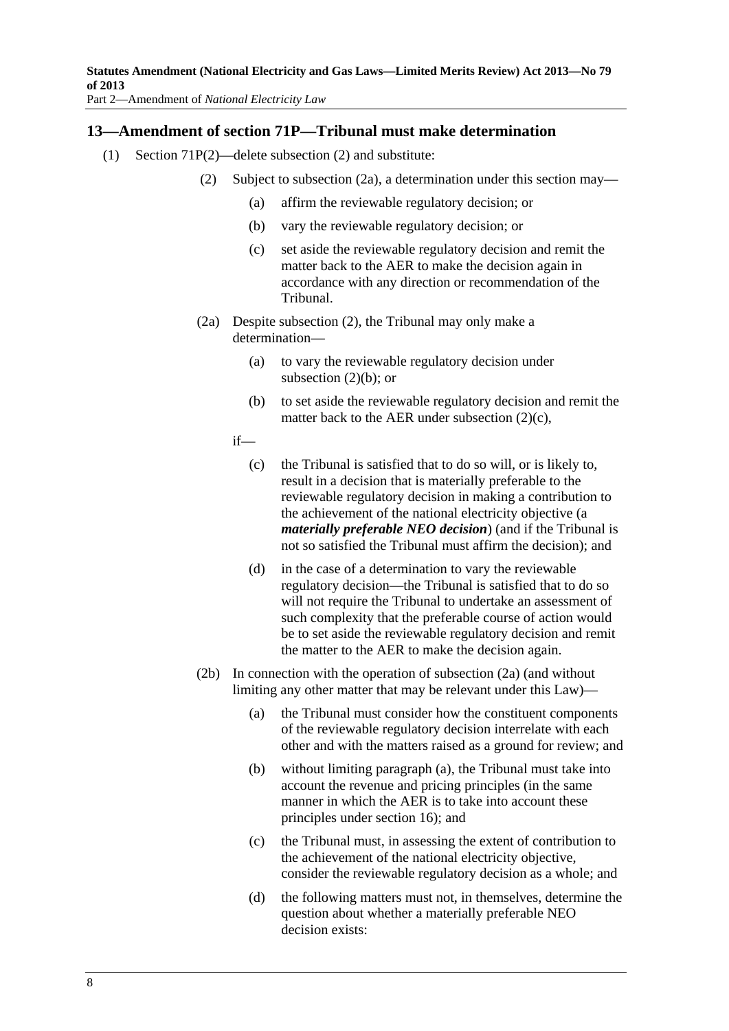## 13—Amendment of section 71P—Tribunal must make determination

(1) Section 71P(2)—delete subsection (2) and substitute:

(2) Subject to subsection (2a), a determination under this section may—

(a) affirm the reviewable regulatory decision; or

(b) vary the reviewable regulatory decision; or

(c) set aside the reviewable regulatory decision and remit the matter back to the AER to make the decision again in accordance with any direction or recommendation of the Tribunal.

(2a) Despite subsection (2), the Tribunal may only make a determination—

(a) to vary the reviewable regulatory decision under subsection (2)(b); or

(b) to set aside the reviewable regulatory decision and remit the matter back to the AER under subsection (2)(c),

if—

(c) the Tribunal is satisfied that to do so will, or is likely to, result in a decision that is materially preferable to the reviewable regulatory decision in making a contribution to the achievement of the national electricity objective (a ***materially preferable NEO decision***) (and if the Tribunal is not so satisfied the Tribunal must affirm the decision); and

(d) in the case of a determination to vary the reviewable regulatory decision—the Tribunal is satisfied that to do so will not require the Tribunal to undertake an assessment of such complexity that the preferable course of action would be to set aside the reviewable regulatory decision and remit the matter to the AER to make the decision again.

(2b) In connection with the operation of subsection (2a) (and without limiting any other matter that may be relevant under this Law)—

(a) the Tribunal must consider how the constituent components of the reviewable regulatory decision interrelate with each other and with the matters raised as a ground for review; and

(b) without limiting paragraph (a), the Tribunal must take into account the revenue and pricing principles (in the same manner in which the AER is to take into account these principles under section 16); and

(c) the Tribunal must, in assessing the extent of contribution to the achievement of the national electricity objective, consider the reviewable regulatory decision as a whole; and

(d) the following matters must not, in themselves, determine the question about whether a materially preferable NEO decision exists: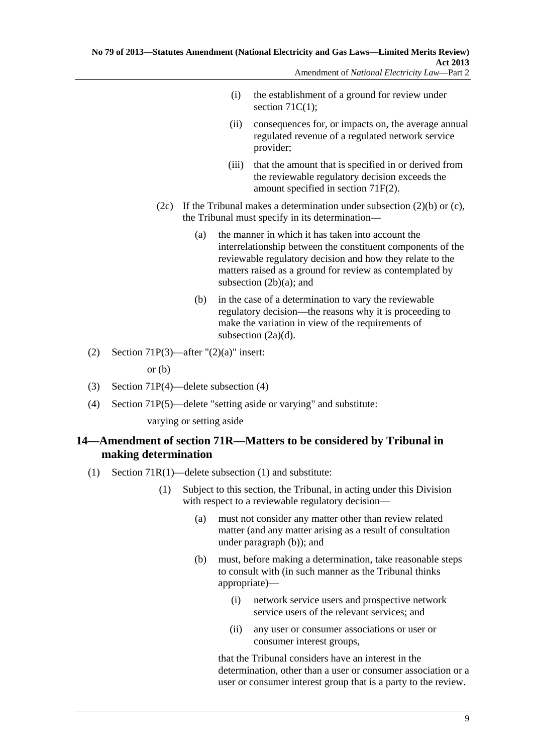(i) the establishment of a ground for review under section 71C(1);

(ii) consequences for, or impacts on, the average annual regulated revenue of a regulated network service provider;

(iii) that the amount that is specified in or derived from the reviewable regulatory decision exceeds the amount specified in section 71F(2).

(2c) If the Tribunal makes a determination under subsection (2)(b) or (c), the Tribunal must specify in its determination—

(a) the manner in which it has taken into account the interrelationship between the constituent components of the reviewable regulatory decision and how they relate to the matters raised as a ground for review as contemplated by subsection (2b)(a); and

(b) in the case of a determination to vary the reviewable regulatory decision—the reasons why it is proceeding to make the variation in view of the requirements of subsection (2a)(d).

(2) Section 71P(3)—after "(2)(a)" insert:

or (b)

(3) Section 71P(4)—delete subsection (4)

(4) Section 71P(5)—delete "setting aside or varying" and substitute:

varying or setting aside

## 14—Amendment of section 71R—Matters to be considered by Tribunal in making determination

(1) Section 71R(1)—delete subsection (1) and substitute:

(1) Subject to this section, the Tribunal, in acting under this Division with respect to a reviewable regulatory decision—

(a) must not consider any matter other than review related matter (and any matter arising as a result of consultation under paragraph (b)); and

(b) must, before making a determination, take reasonable steps to consult with (in such manner as the Tribunal thinks appropriate)—

(i) network service users and prospective network service users of the relevant services; and

(ii) any user or consumer associations or user or consumer interest groups,

that the Tribunal considers have an interest in the determination, other than a user or consumer association or a user or consumer interest group that is a party to the review.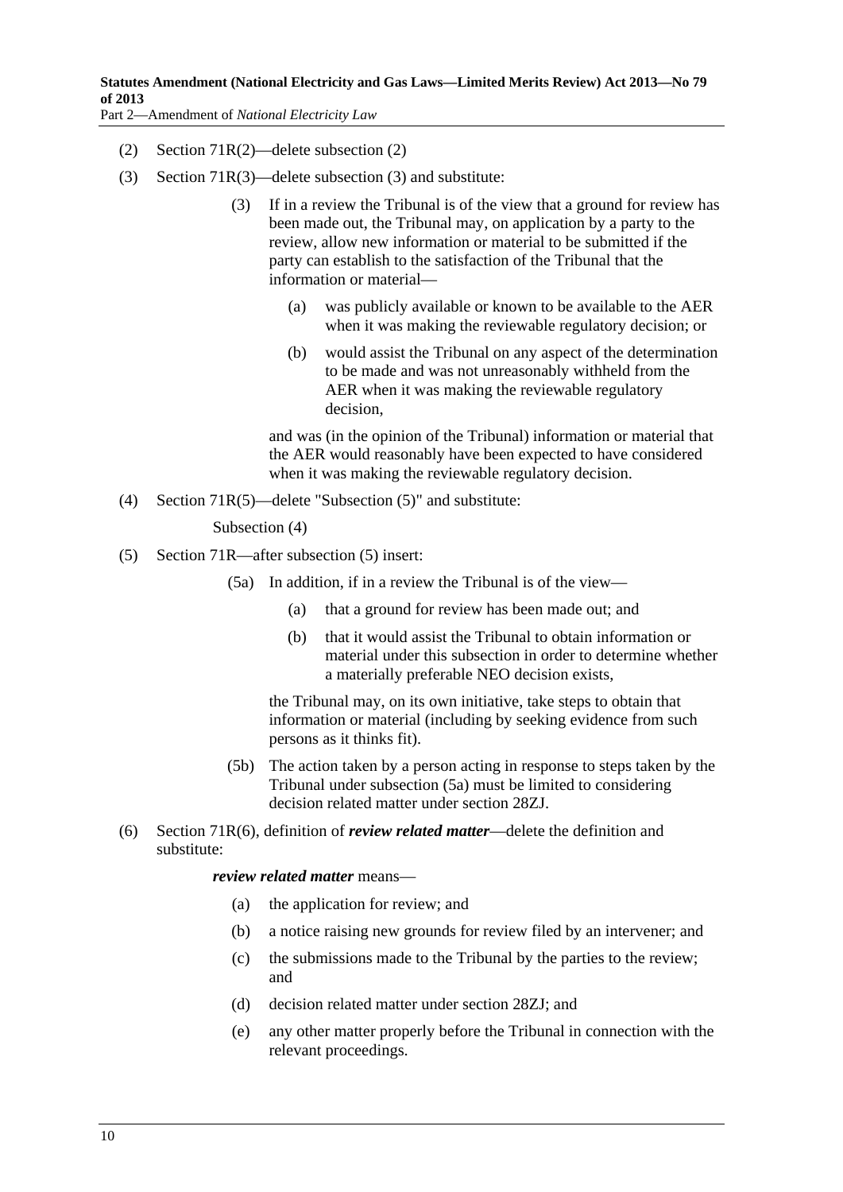(2) Section 71R(2)—delete subsection (2)

(3) Section 71R(3)—delete subsection (3) and substitute:

> (3) If in a review the Tribunal is of the view that a ground for review has been made out, the Tribunal may, on application by a party to the review, allow new information or material to be submitted if the party can establish to the satisfaction of the Tribunal that the information or material—
>
> > (a) was publicly available or known to be available to the AER when it was making the reviewable regulatory decision; or
> >
> > (b) would assist the Tribunal on any aspect of the determination to be made and was not unreasonably withheld from the AER when it was making the reviewable regulatory decision,
>
> and was (in the opinion of the Tribunal) information or material that the AER would reasonably have been expected to have considered when it was making the reviewable regulatory decision.

(4) Section 71R(5)—delete "Subsection (5)" and substitute:

> Subsection (4)

(5) Section 71R—after subsection (5) insert:

> (5a) In addition, if in a review the Tribunal is of the view—
>
> > (a) that a ground for review has been made out; and
> >
> > (b) that it would assist the Tribunal to obtain information or material under this subsection in order to determine whether a materially preferable NEO decision exists,
>
> the Tribunal may, on its own initiative, take steps to obtain that information or material (including by seeking evidence from such persons as it thinks fit).
>
> (5b) The action taken by a person acting in response to steps taken by the Tribunal under subsection (5a) must be limited to considering decision related matter under section 28ZJ.

(6) Section 71R(6), definition of ***review related matter***—delete the definition and substitute:

> ***review related matter*** means—
>
> > (a) the application for review; and
> >
> > (b) a notice raising new grounds for review filed by an intervener; and
> >
> > (c) the submissions made to the Tribunal by the parties to the review; and
> >
> > (d) decision related matter under section 28ZJ; and
> >
> > (e) any other matter properly before the Tribunal in connection with the relevant proceedings.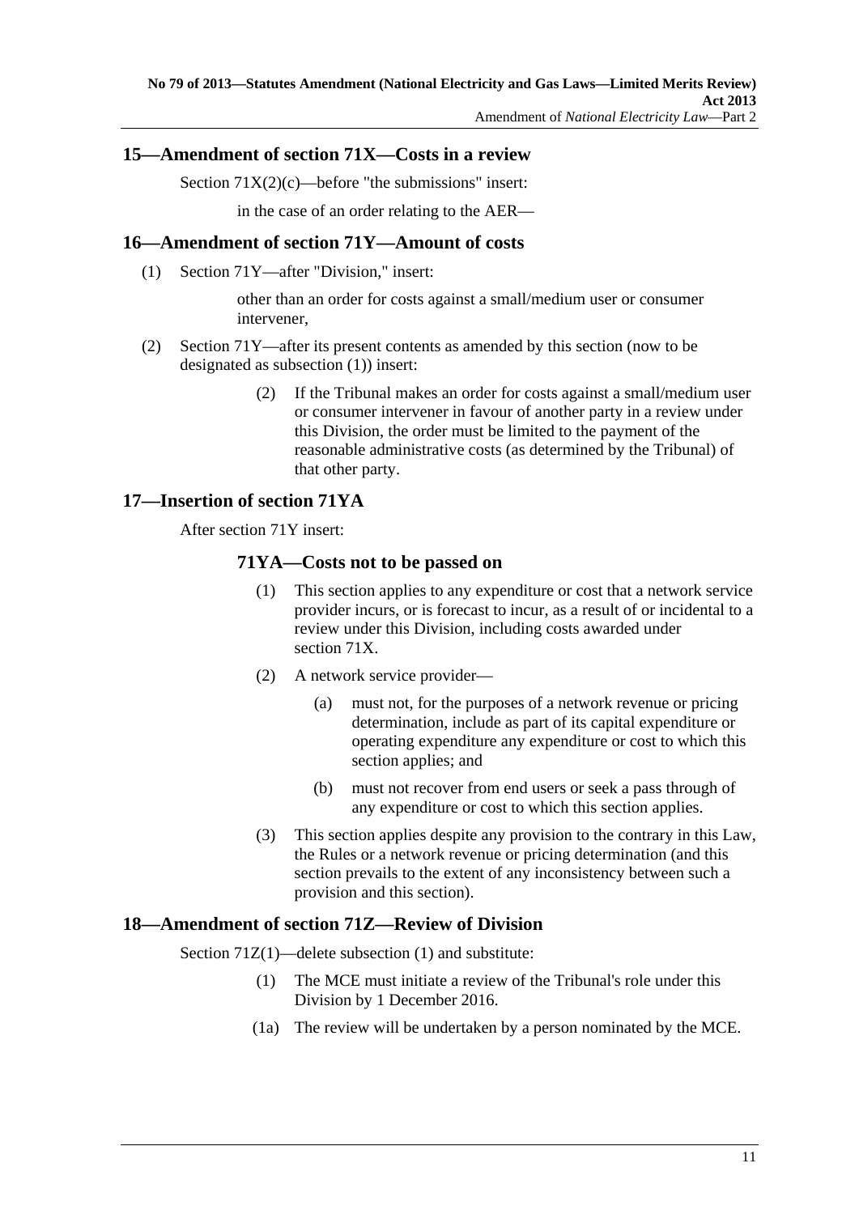## 15—Amendment of section 71X—Costs in a review

Section 71X(2)(c)—before "the submissions" insert:

> in the case of an order relating to the AER—

## 16—Amendment of section 71Y—Amount of costs

(1) Section 71Y—after "Division," insert:

> other than an order for costs against a small/medium user or consumer intervener,

(2) Section 71Y—after its present contents as amended by this section (now to be designated as subsection (1)) insert:

> (2) If the Tribunal makes an order for costs against a small/medium user or consumer intervener in favour of another party in a review under this Division, the order must be limited to the payment of the reasonable administrative costs (as determined by the Tribunal) of that other party.

## 17—Insertion of section 71YA

After section 71Y insert:

### 71YA—Costs not to be passed on

(1) This section applies to any expenditure or cost that a network service provider incurs, or is forecast to incur, as a result of or incidental to a review under this Division, including costs awarded under section 71X.

(2) A network service provider—

(a) must not, for the purposes of a network revenue or pricing determination, include as part of its capital expenditure or operating expenditure any expenditure or cost to which this section applies; and

(b) must not recover from end users or seek a pass through of any expenditure or cost to which this section applies.

(3) This section applies despite any provision to the contrary in this Law, the Rules or a network revenue or pricing determination (and this section prevails to the extent of any inconsistency between such a provision and this section).

## 18—Amendment of section 71Z—Review of Division

Section 71Z(1)—delete subsection (1) and substitute:

> (1) The MCE must initiate a review of the Tribunal's role under this Division by 1 December 2016.
>
> (1a) The review will be undertaken by a person nominated by the MCE.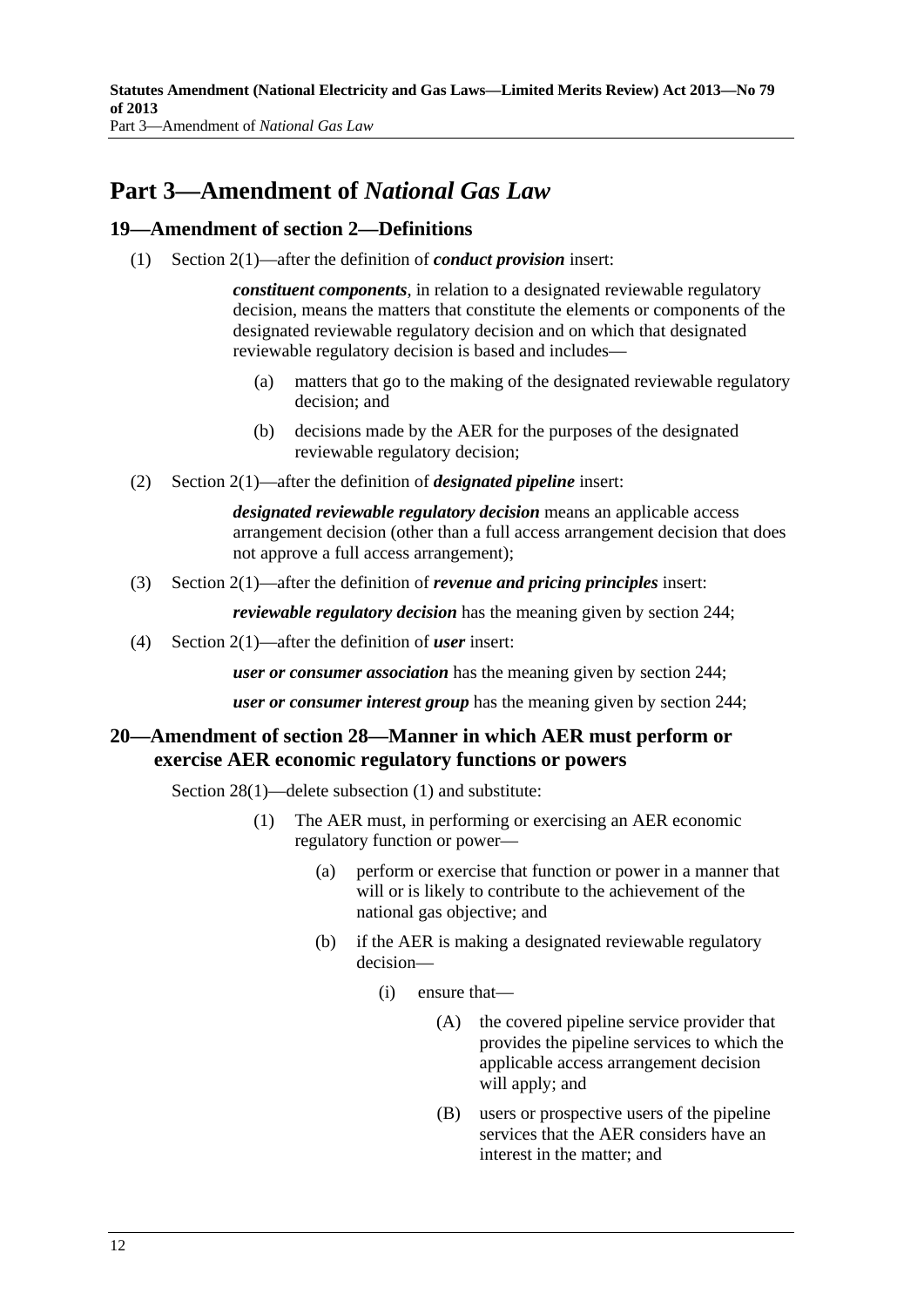# Part 3—Amendment of *National Gas Law*

## 19—Amendment of section 2—Definitions

(1) Section 2(1)—after the definition of ***conduct provision*** insert:

> ***constituent components***, in relation to a designated reviewable regulatory decision, means the matters that constitute the elements or components of the designated reviewable regulatory decision and on which that designated reviewable regulatory decision is based and includes—
>
> (a) matters that go to the making of the designated reviewable regulatory decision; and
>
> (b) decisions made by the AER for the purposes of the designated reviewable regulatory decision;

(2) Section 2(1)—after the definition of ***designated pipeline*** insert:

> ***designated reviewable regulatory decision*** means an applicable access arrangement decision (other than a full access arrangement decision that does not approve a full access arrangement);

(3) Section 2(1)—after the definition of ***revenue and pricing principles*** insert:

> ***reviewable regulatory decision*** has the meaning given by section 244;

(4) Section 2(1)—after the definition of ***user*** insert:

> ***user or consumer association*** has the meaning given by section 244;
>
> ***user or consumer interest group*** has the meaning given by section 244;

## 20—Amendment of section 28—Manner in which AER must perform or exercise AER economic regulatory functions or powers

Section 28(1)—delete subsection (1) and substitute:

> (1) The AER must, in performing or exercising an AER economic regulatory function or power—
>
> (a) perform or exercise that function or power in a manner that will or is likely to contribute to the achievement of the national gas objective; and
>
> (b) if the AER is making a designated reviewable regulatory decision—
>
> (i) ensure that—
>
> (A) the covered pipeline service provider that provides the pipeline services to which the applicable access arrangement decision will apply; and
>
> (B) users or prospective users of the pipeline services that the AER considers have an interest in the matter; and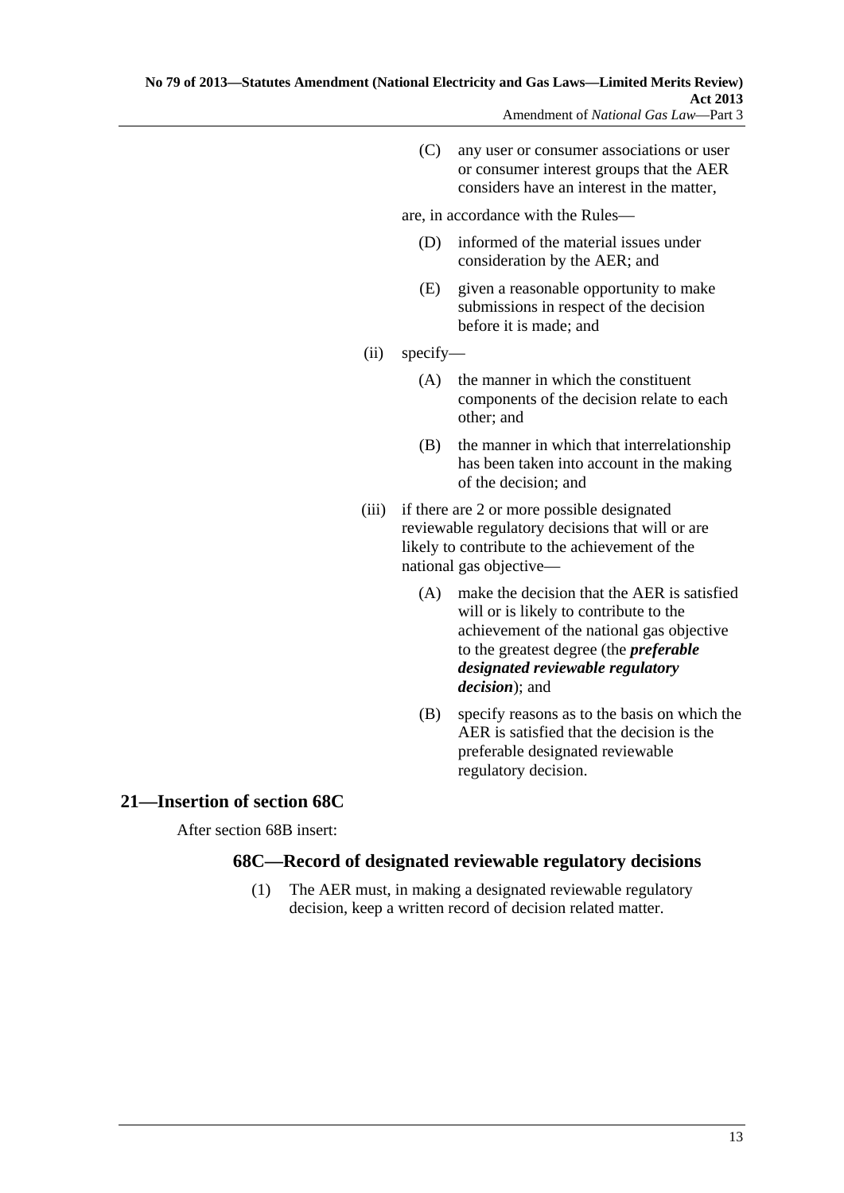(C) any user or consumer associations or user or consumer interest groups that the AER considers have an interest in the matter,

are, in accordance with the Rules—

(D) informed of the material issues under consideration by the AER; and

(E) given a reasonable opportunity to make submissions in respect of the decision before it is made; and

(ii) specify—

(A) the manner in which the constituent components of the decision relate to each other; and

(B) the manner in which that interrelationship has been taken into account in the making of the decision; and

(iii) if there are 2 or more possible designated reviewable regulatory decisions that will or are likely to contribute to the achievement of the national gas objective—

(A) make the decision that the AER is satisfied will or is likely to contribute to the achievement of the national gas objective to the greatest degree (the ***preferable designated reviewable regulatory decision***); and

(B) specify reasons as to the basis on which the AER is satisfied that the decision is the preferable designated reviewable regulatory decision.

## 21—Insertion of section 68C

After section 68B insert:

### 68C—Record of designated reviewable regulatory decisions

(1) The AER must, in making a designated reviewable regulatory decision, keep a written record of decision related matter.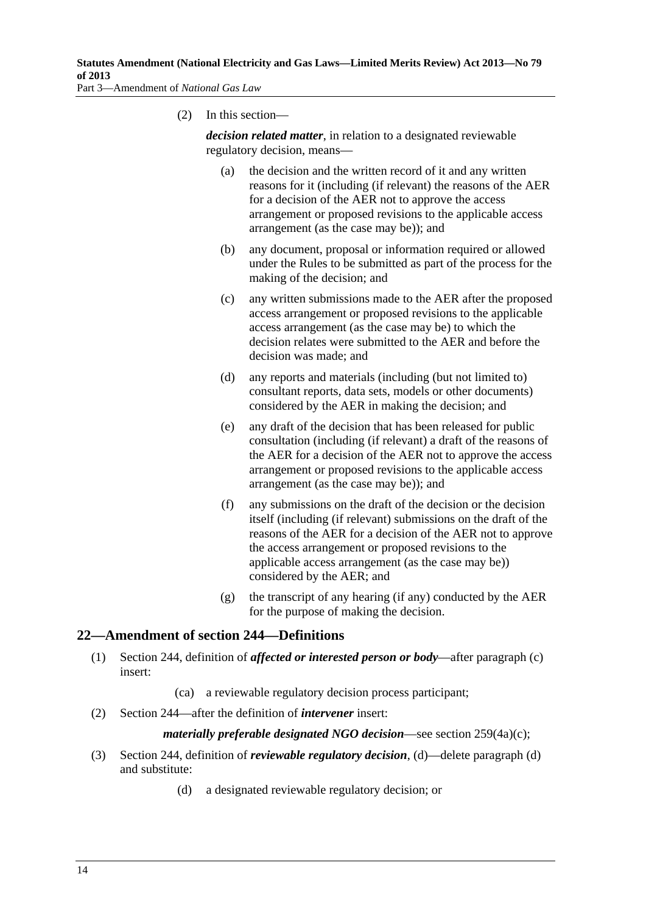(2) In this section—

***decision related matter***, in relation to a designated reviewable regulatory decision, means—

(a) the decision and the written record of it and any written reasons for it (including (if relevant) the reasons of the AER for a decision of the AER not to approve the access arrangement or proposed revisions to the applicable access arrangement (as the case may be)); and

(b) any document, proposal or information required or allowed under the Rules to be submitted as part of the process for the making of the decision; and

(c) any written submissions made to the AER after the proposed access arrangement or proposed revisions to the applicable access arrangement (as the case may be) to which the decision relates were submitted to the AER and before the decision was made; and

(d) any reports and materials (including (but not limited to) consultant reports, data sets, models or other documents) considered by the AER in making the decision; and

(e) any draft of the decision that has been released for public consultation (including (if relevant) a draft of the reasons of the AER for a decision of the AER not to approve the access arrangement or proposed revisions to the applicable access arrangement (as the case may be)); and

(f) any submissions on the draft of the decision or the decision itself (including (if relevant) submissions on the draft of the reasons of the AER for a decision of the AER not to approve the access arrangement or proposed revisions to the applicable access arrangement (as the case may be)) considered by the AER; and

(g) the transcript of any hearing (if any) conducted by the AER for the purpose of making the decision.

## 22—Amendment of section 244—Definitions

(1) Section 244, definition of ***affected or interested person or body***—after paragraph (c) insert:

(ca) a reviewable regulatory decision process participant;

(2) Section 244—after the definition of ***intervener*** insert:

***materially preferable designated NGO decision***—see section 259(4a)(c);

(3) Section 244, definition of ***reviewable regulatory decision***, (d)—delete paragraph (d) and substitute:

(d) a designated reviewable regulatory decision; or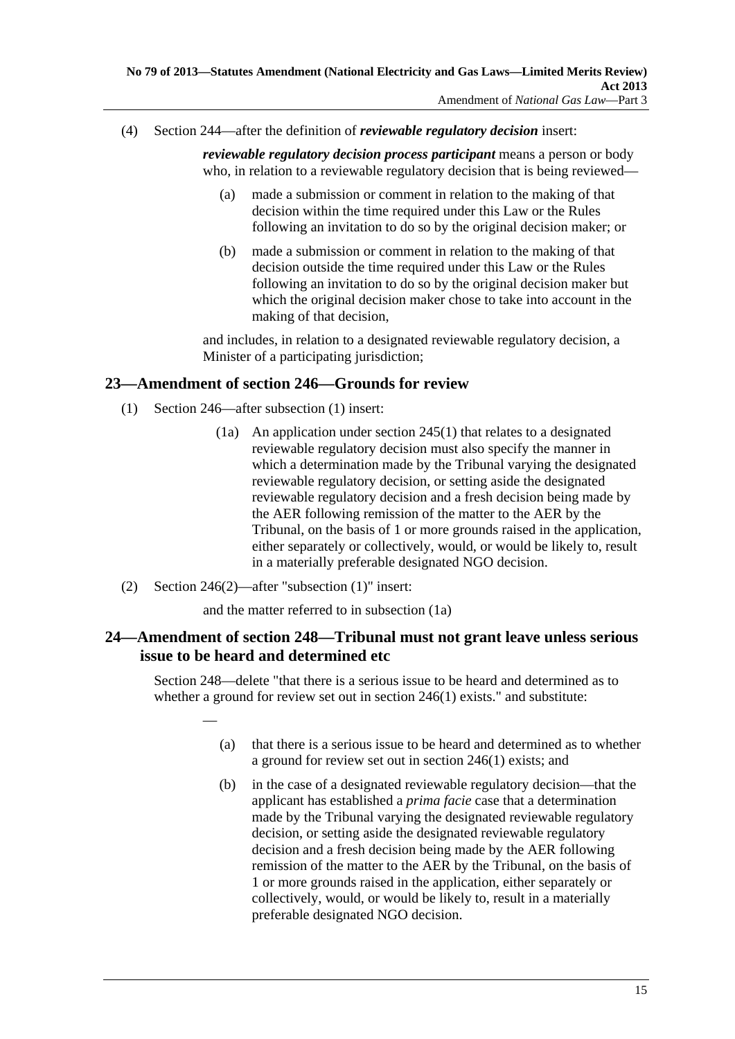(4) Section 244—after the definition of ***reviewable regulatory decision*** insert:

> ***reviewable regulatory decision process participant*** means a person or body who, in relation to a reviewable regulatory decision that is being reviewed—
>
> (a) made a submission or comment in relation to the making of that decision within the time required under this Law or the Rules following an invitation to do so by the original decision maker; or
>
> (b) made a submission or comment in relation to the making of that decision outside the time required under this Law or the Rules following an invitation to do so by the original decision maker but which the original decision maker chose to take into account in the making of that decision,
>
> and includes, in relation to a designated reviewable regulatory decision, a Minister of a participating jurisdiction;

## 23—Amendment of section 246—Grounds for review

(1) Section 246—after subsection (1) insert:

> (1a) An application under section 245(1) that relates to a designated reviewable regulatory decision must also specify the manner in which a determination made by the Tribunal varying the designated reviewable regulatory decision, or setting aside the designated reviewable regulatory decision and a fresh decision being made by the AER following remission of the matter to the AER by the Tribunal, on the basis of 1 or more grounds raised in the application, either separately or collectively, would, or would be likely to, result in a materially preferable designated NGO decision.

(2) Section 246(2)—after "subsection (1)" insert:

> and the matter referred to in subsection (1a)

## 24—Amendment of section 248—Tribunal must not grant leave unless serious issue to be heard and determined etc

Section 248—delete "that there is a serious issue to be heard and determined as to whether a ground for review set out in section 246(1) exists." and substitute:

> —
>
> (a) that there is a serious issue to be heard and determined as to whether a ground for review set out in section 246(1) exists; and
>
> (b) in the case of a designated reviewable regulatory decision—that the applicant has established a *prima facie* case that a determination made by the Tribunal varying the designated reviewable regulatory decision, or setting aside the designated reviewable regulatory decision and a fresh decision being made by the AER following remission of the matter to the AER by the Tribunal, on the basis of 1 or more grounds raised in the application, either separately or collectively, would, or would be likely to, result in a materially preferable designated NGO decision.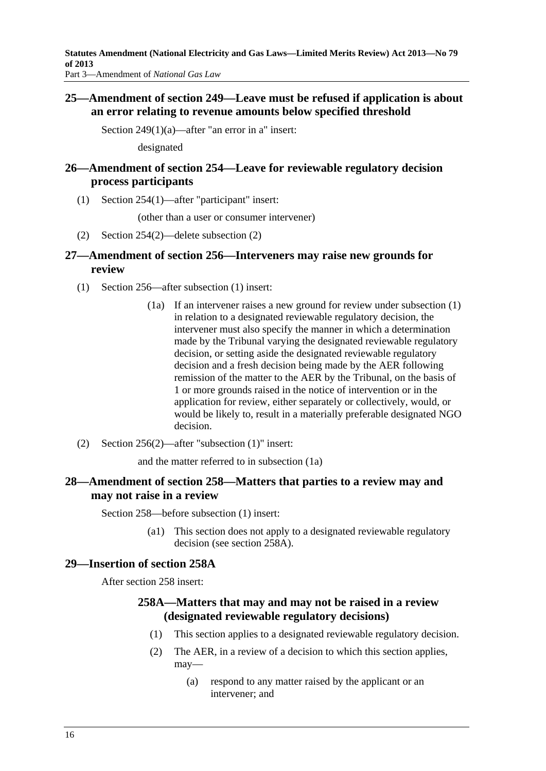## 25—Amendment of section 249—Leave must be refused if application is about an error relating to revenue amounts below specified threshold

Section 249(1)(a)—after "an error in a" insert:

designated

## 26—Amendment of section 254—Leave for reviewable regulatory decision process participants

(1) Section 254(1)—after "participant" insert:

(other than a user or consumer intervener)

(2) Section 254(2)—delete subsection (2)

## 27—Amendment of section 256—Interveners may raise new grounds for review

(1) Section 256—after subsection (1) insert:

(1a) If an intervener raises a new ground for review under subsection (1) in relation to a designated reviewable regulatory decision, the intervener must also specify the manner in which a determination made by the Tribunal varying the designated reviewable regulatory decision, or setting aside the designated reviewable regulatory decision and a fresh decision being made by the AER following remission of the matter to the AER by the Tribunal, on the basis of 1 or more grounds raised in the notice of intervention or in the application for review, either separately or collectively, would, or would be likely to, result in a materially preferable designated NGO decision.

(2) Section 256(2)—after "subsection (1)" insert:

and the matter referred to in subsection (1a)

## 28—Amendment of section 258—Matters that parties to a review may and may not raise in a review

Section 258—before subsection (1) insert:

(a1) This section does not apply to a designated reviewable regulatory decision (see section 258A).

## 29—Insertion of section 258A

After section 258 insert:

### 258A—Matters that may and may not be raised in a review (designated reviewable regulatory decisions)

(1) This section applies to a designated reviewable regulatory decision.

(2) The AER, in a review of a decision to which this section applies, may—

(a) respond to any matter raised by the applicant or an intervener; and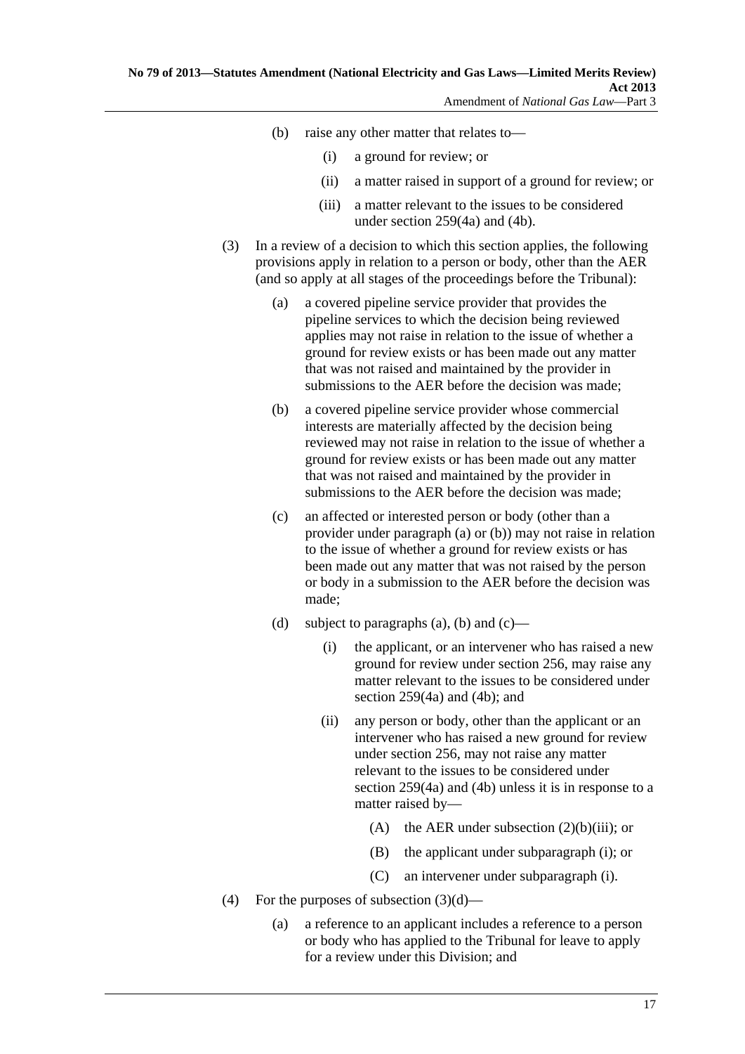(b) raise any other matter that relates to—

  (i) a ground for review; or

  (ii) a matter raised in support of a ground for review; or

  (iii) a matter relevant to the issues to be considered under section 259(4a) and (4b).

(3) In a review of a decision to which this section applies, the following provisions apply in relation to a person or body, other than the AER (and so apply at all stages of the proceedings before the Tribunal):

  (a) a covered pipeline service provider that provides the pipeline services to which the decision being reviewed applies may not raise in relation to the issue of whether a ground for review exists or has been made out any matter that was not raised and maintained by the provider in submissions to the AER before the decision was made;

  (b) a covered pipeline service provider whose commercial interests are materially affected by the decision being reviewed may not raise in relation to the issue of whether a ground for review exists or has been made out any matter that was not raised and maintained by the provider in submissions to the AER before the decision was made;

  (c) an affected or interested person or body (other than a provider under paragraph (a) or (b)) may not raise in relation to the issue of whether a ground for review exists or has been made out any matter that was not raised by the person or body in a submission to the AER before the decision was made;

  (d) subject to paragraphs (a), (b) and (c)—

    (i) the applicant, or an intervener who has raised a new ground for review under section 256, may raise any matter relevant to the issues to be considered under section 259(4a) and (4b); and

    (ii) any person or body, other than the applicant or an intervener who has raised a new ground for review under section 256, may not raise any matter relevant to the issues to be considered under section 259(4a) and (4b) unless it is in response to a matter raised by—

      (A) the AER under subsection (2)(b)(iii); or

      (B) the applicant under subparagraph (i); or

      (C) an intervener under subparagraph (i).

(4) For the purposes of subsection (3)(d)—

  (a) a reference to an applicant includes a reference to a person or body who has applied to the Tribunal for leave to apply for a review under this Division; and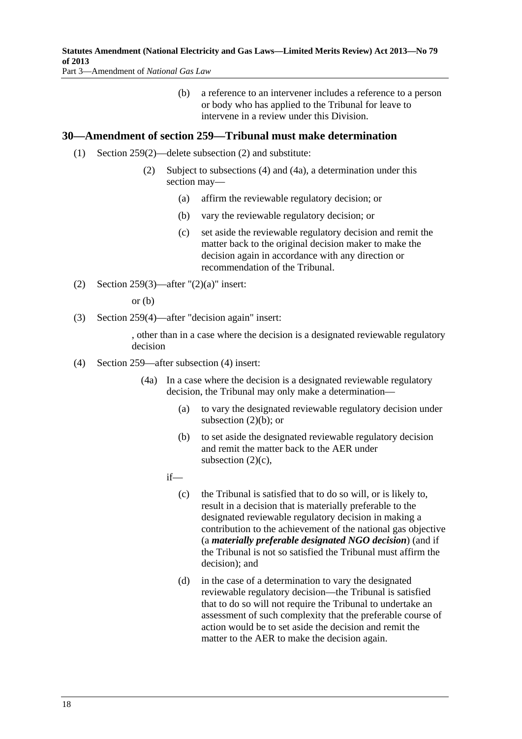(b) a reference to an intervener includes a reference to a person or body who has applied to the Tribunal for leave to intervene in a review under this Division.

## 30—Amendment of section 259—Tribunal must make determination

(1) Section 259(2)—delete subsection (2) and substitute:

> (2) Subject to subsections (4) and (4a), a determination under this section may—
>
> (a) affirm the reviewable regulatory decision; or
>
> (b) vary the reviewable regulatory decision; or
>
> (c) set aside the reviewable regulatory decision and remit the matter back to the original decision maker to make the decision again in accordance with any direction or recommendation of the Tribunal.

(2) Section 259(3)—after "(2)(a)" insert:

> or (b)

(3) Section 259(4)—after "decision again" insert:

> , other than in a case where the decision is a designated reviewable regulatory decision

(4) Section 259—after subsection (4) insert:

> (4a) In a case where the decision is a designated reviewable regulatory decision, the Tribunal may only make a determination—
>
> (a) to vary the designated reviewable regulatory decision under subsection (2)(b); or
>
> (b) to set aside the designated reviewable regulatory decision and remit the matter back to the AER under subsection (2)(c),
>
> if—
>
> (c) the Tribunal is satisfied that to do so will, or is likely to, result in a decision that is materially preferable to the designated reviewable regulatory decision in making a contribution to the achievement of the national gas objective (a ***materially preferable designated NGO decision***) (and if the Tribunal is not so satisfied the Tribunal must affirm the decision); and
>
> (d) in the case of a determination to vary the designated reviewable regulatory decision—the Tribunal is satisfied that to do so will not require the Tribunal to undertake an assessment of such complexity that the preferable course of action would be to set aside the decision and remit the matter to the AER to make the decision again.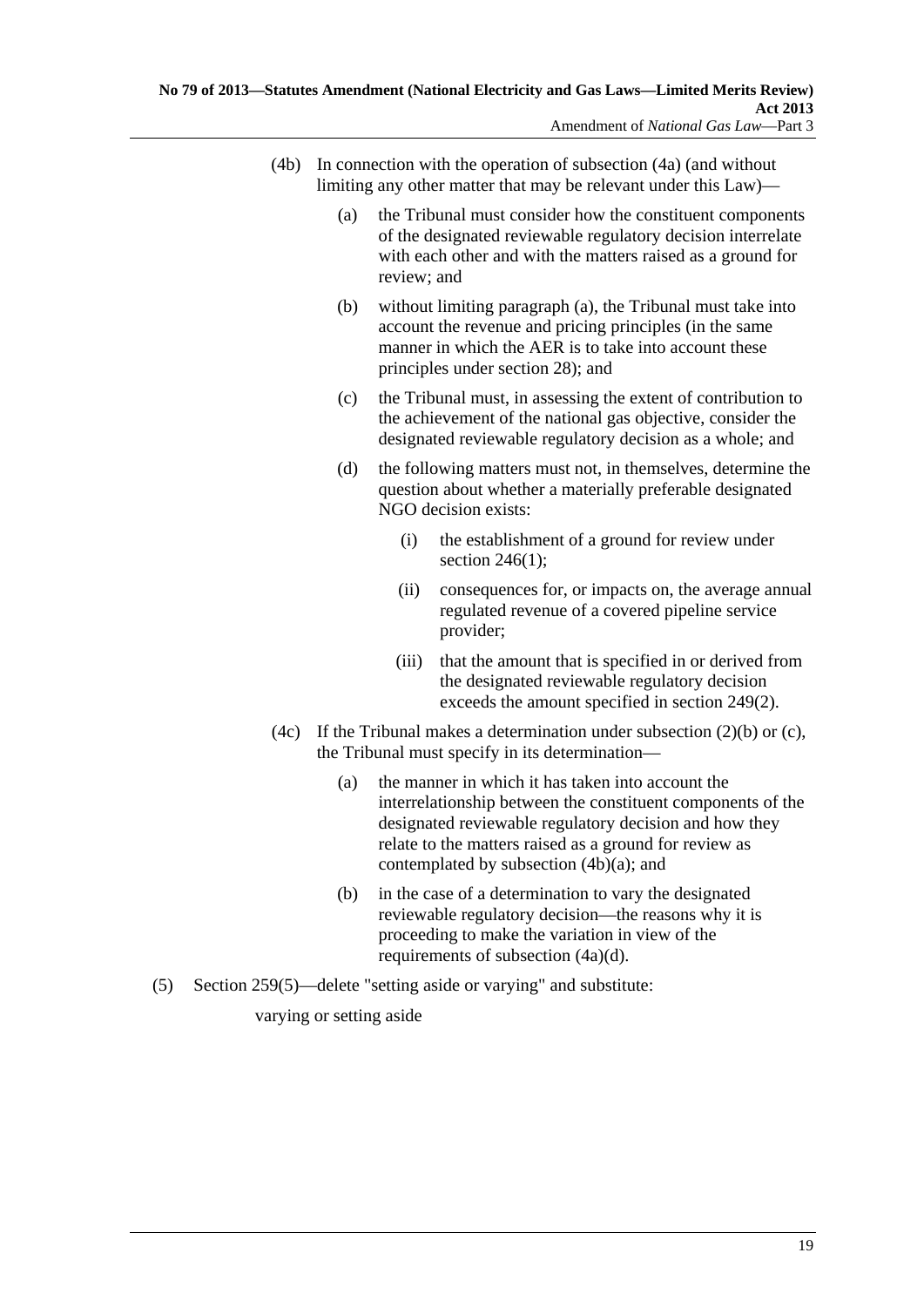(4b) In connection with the operation of subsection (4a) (and without limiting any other matter that may be relevant under this Law)—

(a) the Tribunal must consider how the constituent components of the designated reviewable regulatory decision interrelate with each other and with the matters raised as a ground for review; and

(b) without limiting paragraph (a), the Tribunal must take into account the revenue and pricing principles (in the same manner in which the AER is to take into account these principles under section 28); and

(c) the Tribunal must, in assessing the extent of contribution to the achievement of the national gas objective, consider the designated reviewable regulatory decision as a whole; and

(d) the following matters must not, in themselves, determine the question about whether a materially preferable designated NGO decision exists:

(i) the establishment of a ground for review under section 246(1);

(ii) consequences for, or impacts on, the average annual regulated revenue of a covered pipeline service provider;

(iii) that the amount that is specified in or derived from the designated reviewable regulatory decision exceeds the amount specified in section 249(2).

(4c) If the Tribunal makes a determination under subsection (2)(b) or (c), the Tribunal must specify in its determination—

(a) the manner in which it has taken into account the interrelationship between the constituent components of the designated reviewable regulatory decision and how they relate to the matters raised as a ground for review as contemplated by subsection (4b)(a); and

(b) in the case of a determination to vary the designated reviewable regulatory decision—the reasons why it is proceeding to make the variation in view of the requirements of subsection (4a)(d).

(5) Section 259(5)—delete "setting aside or varying" and substitute:

varying or setting aside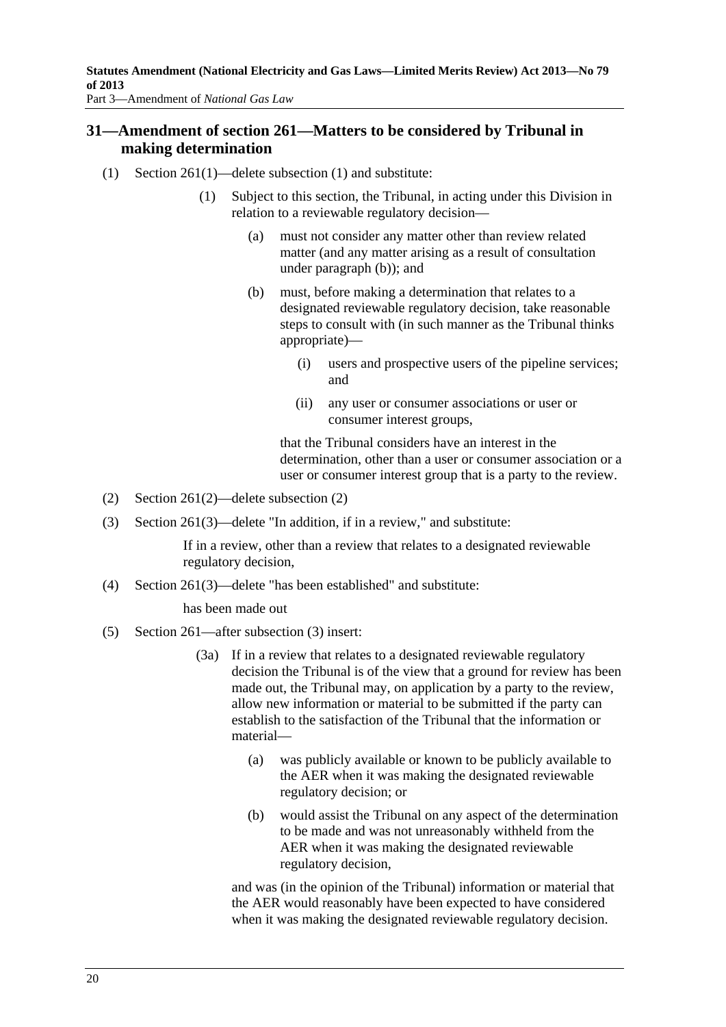## 31—Amendment of section 261—Matters to be considered by Tribunal in making determination

(1) Section 261(1)—delete subsection (1) and substitute:

> (1) Subject to this section, the Tribunal, in acting under this Division in relation to a reviewable regulatory decision—
>
> > (a) must not consider any matter other than review related matter (and any matter arising as a result of consultation under paragraph (b)); and
> >
> > (b) must, before making a determination that relates to a designated reviewable regulatory decision, take reasonable steps to consult with (in such manner as the Tribunal thinks appropriate)—
> >
> > > (i) users and prospective users of the pipeline services; and
> > >
> > > (ii) any user or consumer associations or user or consumer interest groups,
> >
> > that the Tribunal considers have an interest in the determination, other than a user or consumer association or a user or consumer interest group that is a party to the review.

(2) Section 261(2)—delete subsection (2)

(3) Section 261(3)—delete "In addition, if in a review," and substitute:

> If in a review, other than a review that relates to a designated reviewable regulatory decision,

(4) Section 261(3)—delete "has been established" and substitute:

> has been made out

(5) Section 261—after subsection (3) insert:

> (3a) If in a review that relates to a designated reviewable regulatory decision the Tribunal is of the view that a ground for review has been made out, the Tribunal may, on application by a party to the review, allow new information or material to be submitted if the party can establish to the satisfaction of the Tribunal that the information or material—
>
> > (a) was publicly available or known to be publicly available to the AER when it was making the designated reviewable regulatory decision; or
> >
> > (b) would assist the Tribunal on any aspect of the determination to be made and was not unreasonably withheld from the AER when it was making the designated reviewable regulatory decision,
>
> and was (in the opinion of the Tribunal) information or material that the AER would reasonably have been expected to have considered when it was making the designated reviewable regulatory decision.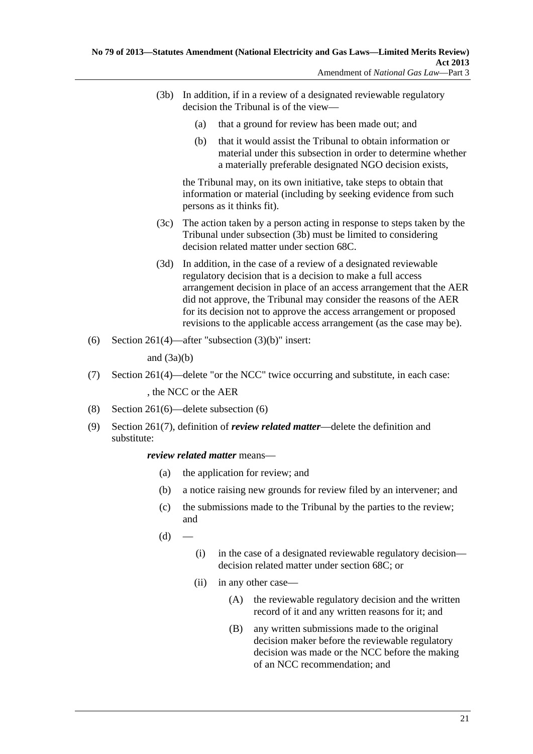(3b) In addition, if in a review of a designated reviewable regulatory decision the Tribunal is of the view—

- (a) that a ground for review has been made out; and
- (b) that it would assist the Tribunal to obtain information or material under this subsection in order to determine whether a materially preferable designated NGO decision exists,

the Tribunal may, on its own initiative, take steps to obtain that information or material (including by seeking evidence from such persons as it thinks fit).

(3c) The action taken by a person acting in response to steps taken by the Tribunal under subsection (3b) must be limited to considering decision related matter under section 68C.

(3d) In addition, in the case of a review of a designated reviewable regulatory decision that is a decision to make a full access arrangement decision in place of an access arrangement that the AER did not approve, the Tribunal may consider the reasons of the AER for its decision not to approve the access arrangement or proposed revisions to the applicable access arrangement (as the case may be).

(6) Section 261(4)—after "subsection (3)(b)" insert:

and (3a)(b)

(7) Section 261(4)—delete "or the NCC" twice occurring and substitute, in each case:

, the NCC or the AER

(8) Section 261(6)—delete subsection (6)

(9) Section 261(7), definition of ***review related matter***—delete the definition and substitute:

***review related matter*** means—

- (a) the application for review; and
- (b) a notice raising new grounds for review filed by an intervener; and
- (c) the submissions made to the Tribunal by the parties to the review; and
- (d) —
  - (i) in the case of a designated reviewable regulatory decision—decision related matter under section 68C; or
  - (ii) in any other case—
    - (A) the reviewable regulatory decision and the written record of it and any written reasons for it; and
    - (B) any written submissions made to the original decision maker before the reviewable regulatory decision was made or the NCC before the making of an NCC recommendation; and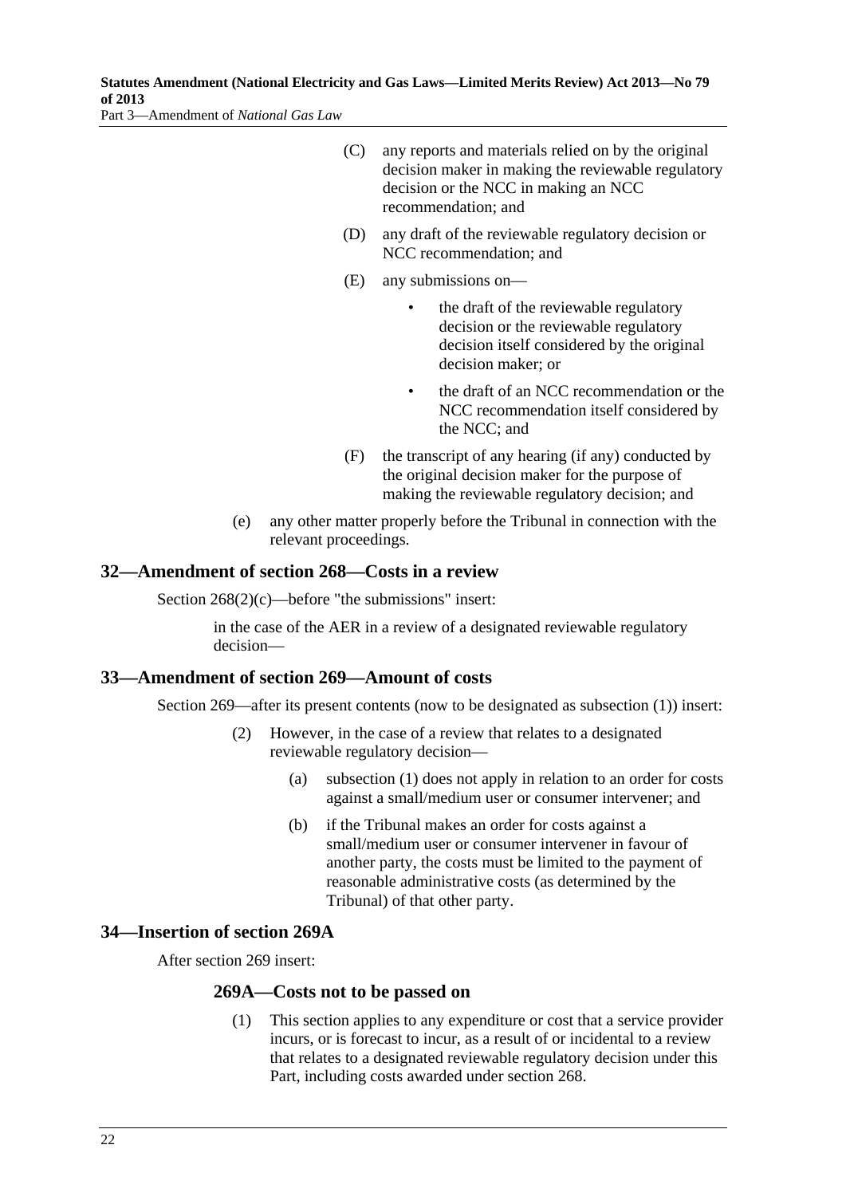(C) any reports and materials relied on by the original decision maker in making the reviewable regulatory decision or the NCC in making an NCC recommendation; and

(D) any draft of the reviewable regulatory decision or NCC recommendation; and

(E) any submissions on—

- the draft of the reviewable regulatory decision or the reviewable regulatory decision itself considered by the original decision maker; or
- the draft of an NCC recommendation or the NCC recommendation itself considered by the NCC; and

(F) the transcript of any hearing (if any) conducted by the original decision maker for the purpose of making the reviewable regulatory decision; and

(e) any other matter properly before the Tribunal in connection with the relevant proceedings.

## 32—Amendment of section 268—Costs in a review

Section 268(2)(c)—before "the submissions" insert:

> in the case of the AER in a review of a designated reviewable regulatory decision—

## 33—Amendment of section 269—Amount of costs

Section 269—after its present contents (now to be designated as subsection (1)) insert:

> (2) However, in the case of a review that relates to a designated reviewable regulatory decision—
>
> (a) subsection (1) does not apply in relation to an order for costs against a small/medium user or consumer intervener; and
>
> (b) if the Tribunal makes an order for costs against a small/medium user or consumer intervener in favour of another party, the costs must be limited to the payment of reasonable administrative costs (as determined by the Tribunal) of that other party.

## 34—Insertion of section 269A

After section 269 insert:

### 269A—Costs not to be passed on

> (1) This section applies to any expenditure or cost that a service provider incurs, or is forecast to incur, as a result of or incidental to a review that relates to a designated reviewable regulatory decision under this Part, including costs awarded under section 268.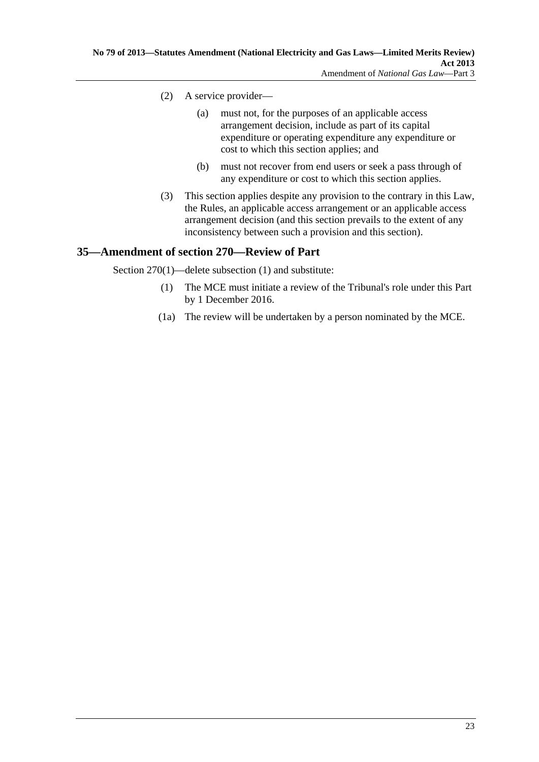(2) A service provider—

(a) must not, for the purposes of an applicable access arrangement decision, include as part of its capital expenditure or operating expenditure any expenditure or cost to which this section applies; and

(b) must not recover from end users or seek a pass through of any expenditure or cost to which this section applies.

(3) This section applies despite any provision to the contrary in this Law, the Rules, an applicable access arrangement or an applicable access arrangement decision (and this section prevails to the extent of any inconsistency between such a provision and this section).

## 35—Amendment of section 270—Review of Part

Section 270(1)—delete subsection (1) and substitute:

(1) The MCE must initiate a review of the Tribunal's role under this Part by 1 December 2016.

(1a) The review will be undertaken by a person nominated by the MCE.